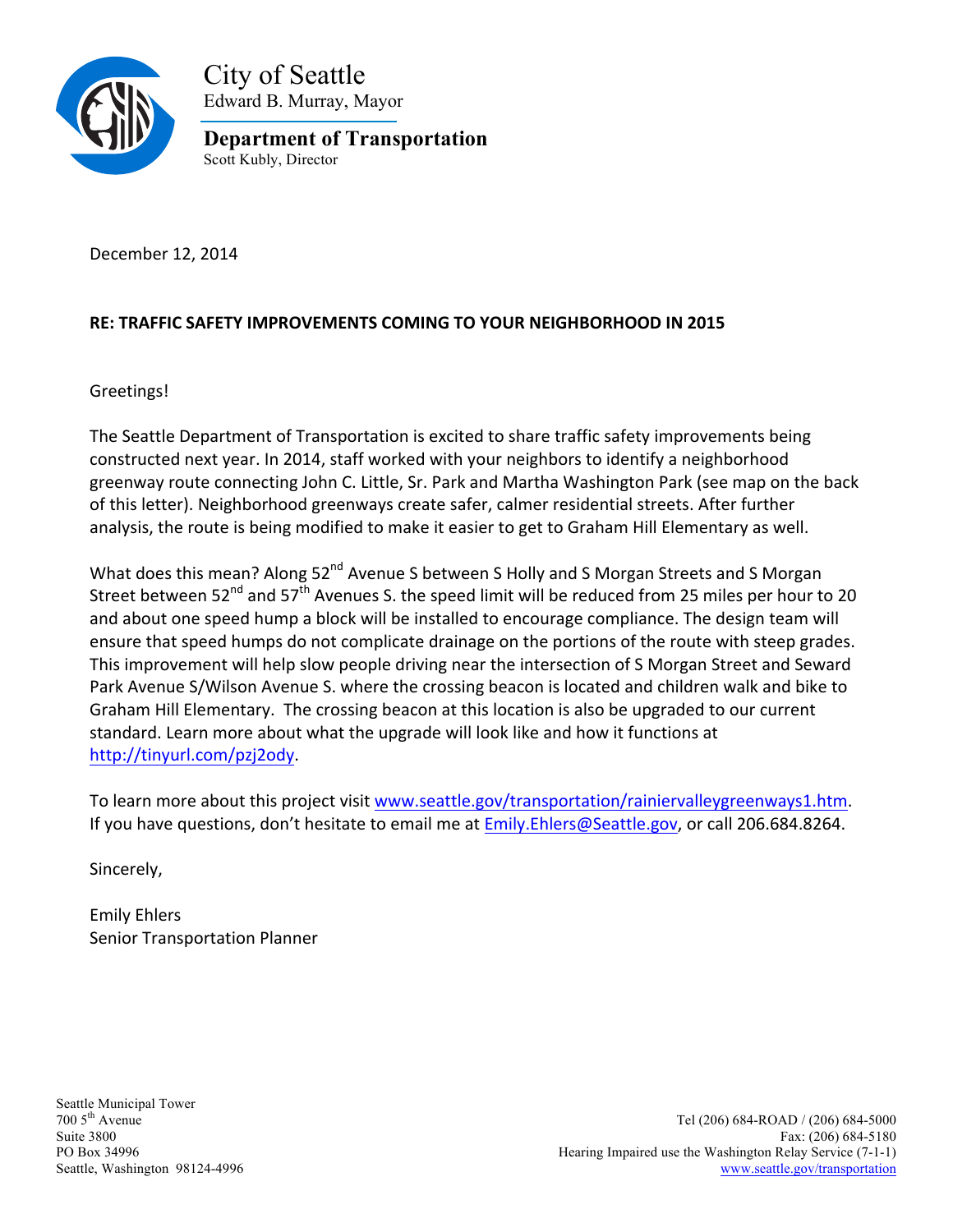City of Seattle
Edward B. Murray, Mayor

**Department of Transportation**
Scott Kubly, Director

December 12, 2014

**RE: TRAFFIC SAFETY IMPROVEMENTS COMING TO YOUR NEIGHBORHOOD IN 2015**

Greetings!

The Seattle Department of Transportation is excited to share traffic safety improvements being constructed next year. In 2014, staff worked with your neighbors to identify a neighborhood greenway route connecting John C. Little, Sr. Park and Martha Washington Park (see map on the back of this letter). Neighborhood greenways create safer, calmer residential streets. After further analysis, the route is being modified to make it easier to get to Graham Hill Elementary as well.

What does this mean? Along 52nd Avenue S between S Holly and S Morgan Streets and S Morgan Street between 52nd and 57th Avenues S. the speed limit will be reduced from 25 miles per hour to 20 and about one speed hump a block will be installed to encourage compliance. The design team will ensure that speed humps do not complicate drainage on the portions of the route with steep grades. This improvement will help slow people driving near the intersection of S Morgan Street and Seward Park Avenue S/Wilson Avenue S. where the crossing beacon is located and children walk and bike to Graham Hill Elementary. The crossing beacon at this location is also be upgraded to our current standard. Learn more about what the upgrade will look like and how it functions at http://tinyurl.com/pzj2ody.

To learn more about this project visit www.seattle.gov/transportation/rainiervalleygreenways1.htm. If you have questions, don't hesitate to email me at Emily.Ehlers@Seattle.gov, or call 206.684.8264.

Sincerely,

Emily Ehlers
Senior Transportation Planner

Seattle Municipal Tower
700 5th Avenue
Suite 3800
PO Box 34996
Seattle, Washington 98124-4996

Tel (206) 684-ROAD / (206) 684-5000
Fax: (206) 684-5180
Hearing Impaired use the Washington Relay Service (7-1-1)
www.seattle.gov/transportation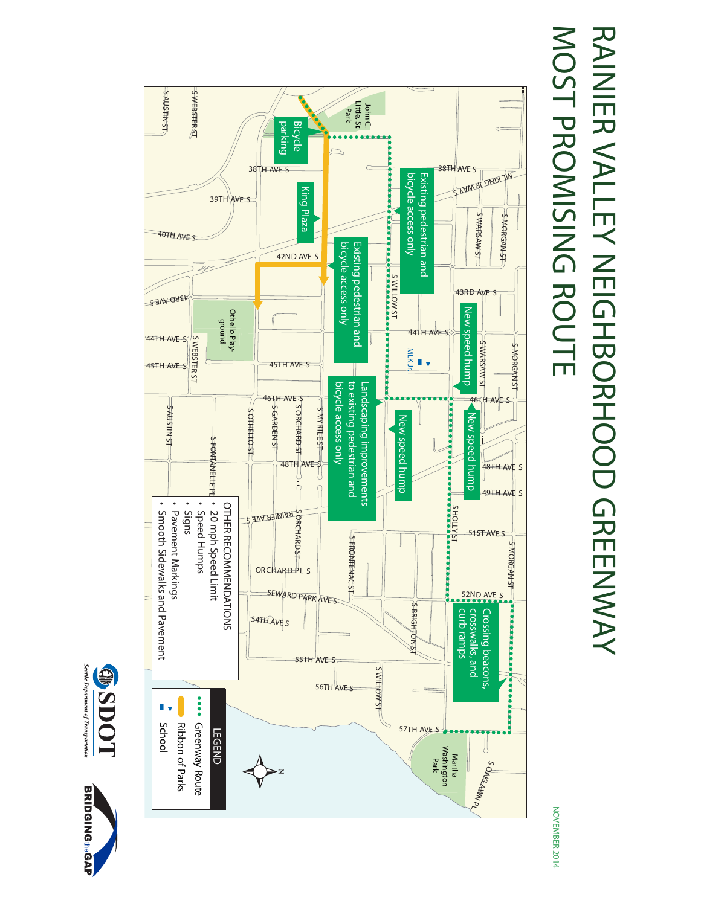# RAINIER VALLEY NEIGHBORHOOD GREENWAY
# MOST PROMISING ROUTE

NOVEMBER 2014

Bicycle parking

King Plaza

Existing pedestrian and bicycle access only

Existing pedestrian and bicycle access only

Landscaping improvements to existing pedestrian and bicycle access only

New speed hump

New speed hump

New speed hump

Crossing beacons, crosswalks, and curb ramps

**OTHER RECOMMENDATIONS**

- 20 mph Speed Limit
- Speed Humps
- Signs
- Pavement Markings
- Smooth Sidewalks and Pavement

**LEGEND**

- Greenway Route
- Ribbon of Parks
- School

SDOT Seattle Department of Transportation

BRIDGING the GAP